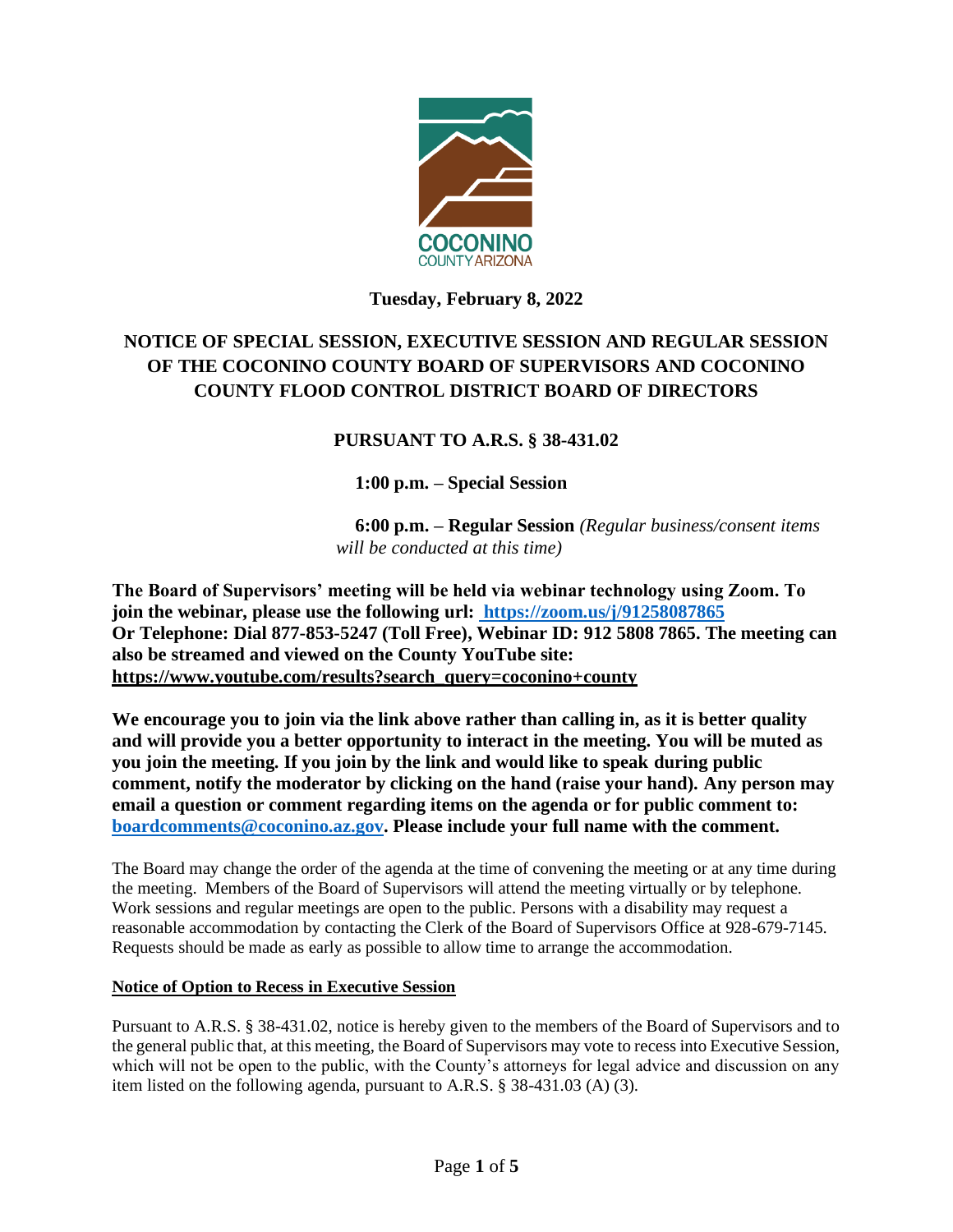**Tuesday, February 8, 2022**

# NOTICE OF SPECIAL SESSION, EXECUTIVE SESSION AND REGULAR SESSION OF THE COCONINO COUNTY BOARD OF SUPERVISORS AND COCONINO COUNTY FLOOD CONTROL DISTRICT BOARD OF DIRECTORS

## PURSUANT TO A.R.S. § 38-431.02

**1:00 p.m. – Special Session**

**6:00 p.m. – Regular Session** *(Regular business/consent items will be conducted at this time)*

**The Board of Supervisors' meeting will be held via webinar technology using Zoom. To join the webinar, please use the following url: https://zoom.us/j/91258087865 Or Telephone: Dial 877-853-5247 (Toll Free), Webinar ID: 912 5808 7865. The meeting can also be streamed and viewed on the County YouTube site: https://www.youtube.com/results?search_query=coconino+county**

**We encourage you to join via the link above rather than calling in, as it is better quality and will provide you a better opportunity to interact in the meeting. You will be muted as you join the meeting. If you join by the link and would like to speak during public comment, notify the moderator by clicking on the hand (raise your hand). Any person may email a question or comment regarding items on the agenda or for public comment to: boardcomments@coconino.az.gov. Please include your full name with the comment.**

The Board may change the order of the agenda at the time of convening the meeting or at any time during the meeting. Members of the Board of Supervisors will attend the meeting virtually or by telephone. Work sessions and regular meetings are open to the public. Persons with a disability may request a reasonable accommodation by contacting the Clerk of the Board of Supervisors Office at 928-679-7145. Requests should be made as early as possible to allow time to arrange the accommodation.

**Notice of Option to Recess in Executive Session**

Pursuant to A.R.S. § 38-431.02, notice is hereby given to the members of the Board of Supervisors and to the general public that, at this meeting, the Board of Supervisors may vote to recess into Executive Session, which will not be open to the public, with the County's attorneys for legal advice and discussion on any item listed on the following agenda, pursuant to A.R.S. § 38-431.03 (A) (3).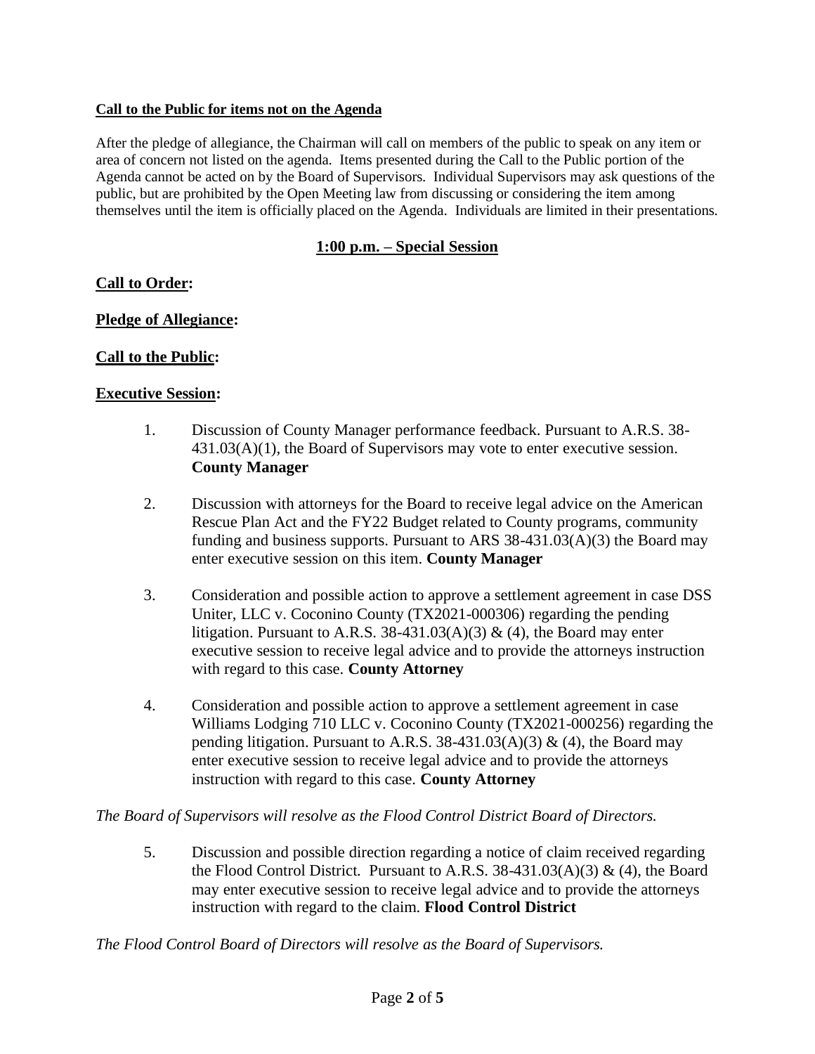**Call to the Public for items not on the Agenda**

After the pledge of allegiance, the Chairman will call on members of the public to speak on any item or area of concern not listed on the agenda. Items presented during the Call to the Public portion of the Agenda cannot be acted on by the Board of Supervisors. Individual Supervisors may ask questions of the public, but are prohibited by the Open Meeting law from discussing or considering the item among themselves until the item is officially placed on the Agenda. Individuals are limited in their presentations.

## 1:00 p.m. – Special Session

**Call to Order:**

**Pledge of Allegiance:**

**Call to the Public:**

**Executive Session:**

1. Discussion of County Manager performance feedback. Pursuant to A.R.S. 38-431.03(A)(1), the Board of Supervisors may vote to enter executive session. **County Manager**

2. Discussion with attorneys for the Board to receive legal advice on the American Rescue Plan Act and the FY22 Budget related to County programs, community funding and business supports. Pursuant to ARS 38-431.03(A)(3) the Board may enter executive session on this item. **County Manager**

3. Consideration and possible action to approve a settlement agreement in case DSS Uniter, LLC v. Coconino County (TX2021-000306) regarding the pending litigation. Pursuant to A.R.S. 38-431.03(A)(3) & (4), the Board may enter executive session to receive legal advice and to provide the attorneys instruction with regard to this case. **County Attorney**

4. Consideration and possible action to approve a settlement agreement in case Williams Lodging 710 LLC v. Coconino County (TX2021-000256) regarding the pending litigation. Pursuant to A.R.S. 38-431.03(A)(3) & (4), the Board may enter executive session to receive legal advice and to provide the attorneys instruction with regard to this case. **County Attorney**

*The Board of Supervisors will resolve as the Flood Control District Board of Directors.*

5. Discussion and possible direction regarding a notice of claim received regarding the Flood Control District. Pursuant to A.R.S. 38-431.03(A)(3) & (4), the Board may enter executive session to receive legal advice and to provide the attorneys instruction with regard to the claim. **Flood Control District**

*The Flood Control Board of Directors will resolve as the Board of Supervisors.*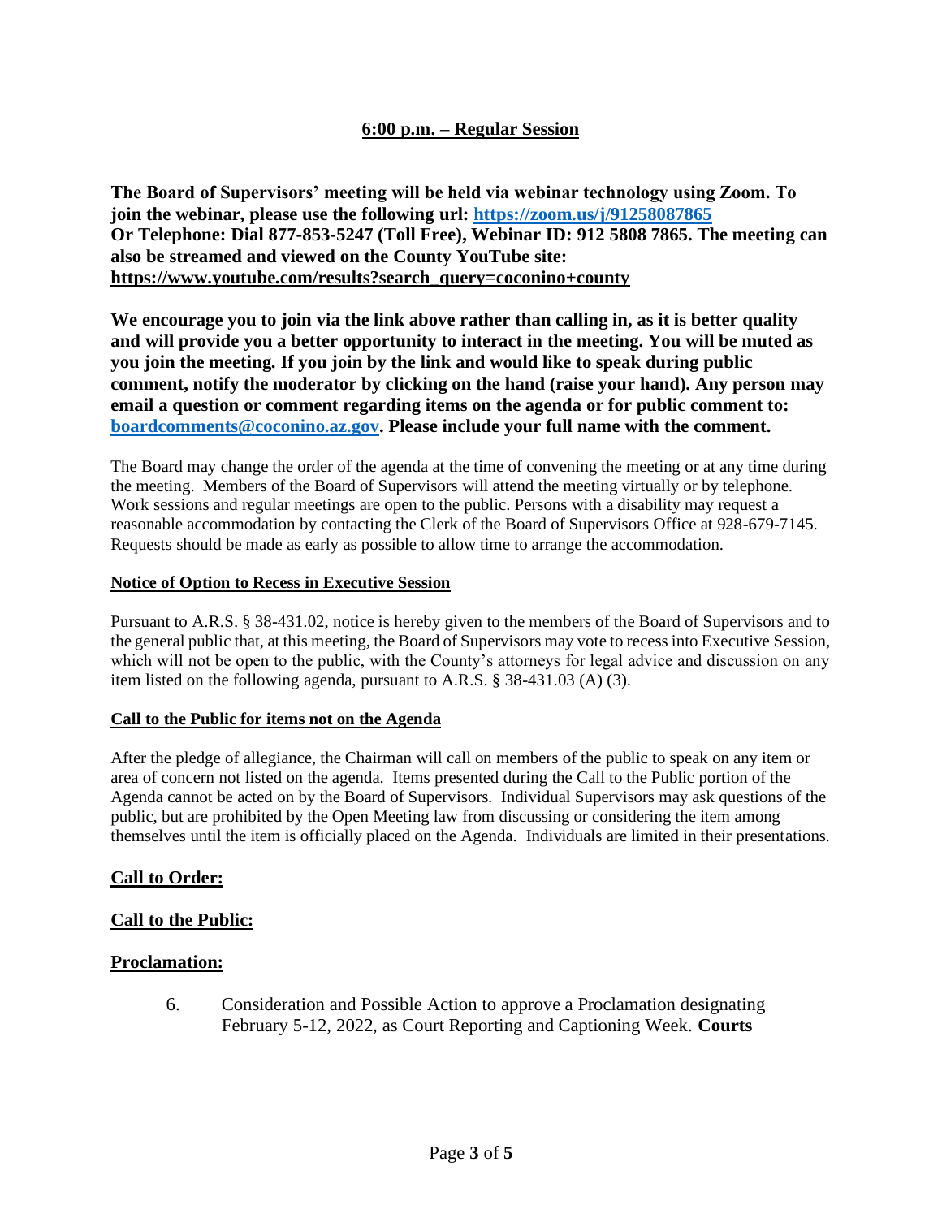## **6:00 p.m. – Regular Session**

**The Board of Supervisors' meeting will be held via webinar technology using Zoom. To join the webinar, please use the following url: https://zoom.us/j/91258087865 Or Telephone: Dial 877-853-5247 (Toll Free), Webinar ID: 912 5808 7865. The meeting can also be streamed and viewed on the County YouTube site: https://www.youtube.com/results?search_query=coconino+county**

**We encourage you to join via the link above rather than calling in, as it is better quality and will provide you a better opportunity to interact in the meeting. You will be muted as you join the meeting. If you join by the link and would like to speak during public comment, notify the moderator by clicking on the hand (raise your hand). Any person may email a question or comment regarding items on the agenda or for public comment to: boardcomments@coconino.az.gov. Please include your full name with the comment.**

The Board may change the order of the agenda at the time of convening the meeting or at any time during the meeting. Members of the Board of Supervisors will attend the meeting virtually or by telephone. Work sessions and regular meetings are open to the public. Persons with a disability may request a reasonable accommodation by contacting the Clerk of the Board of Supervisors Office at 928-679-7145. Requests should be made as early as possible to allow time to arrange the accommodation.

**Notice of Option to Recess in Executive Session**

Pursuant to A.R.S. § 38-431.02, notice is hereby given to the members of the Board of Supervisors and to the general public that, at this meeting, the Board of Supervisors may vote to recess into Executive Session, which will not be open to the public, with the County's attorneys for legal advice and discussion on any item listed on the following agenda, pursuant to A.R.S. § 38-431.03 (A) (3).

**Call to the Public for items not on the Agenda**

After the pledge of allegiance, the Chairman will call on members of the public to speak on any item or area of concern not listed on the agenda. Items presented during the Call to the Public portion of the Agenda cannot be acted on by the Board of Supervisors. Individual Supervisors may ask questions of the public, but are prohibited by the Open Meeting law from discussing or considering the item among themselves until the item is officially placed on the Agenda. Individuals are limited in their presentations.

### **Call to Order:**

### **Call to the Public:**

### **Proclamation:**

6. Consideration and Possible Action to approve a Proclamation designating February 5-12, 2022, as Court Reporting and Captioning Week. **Courts**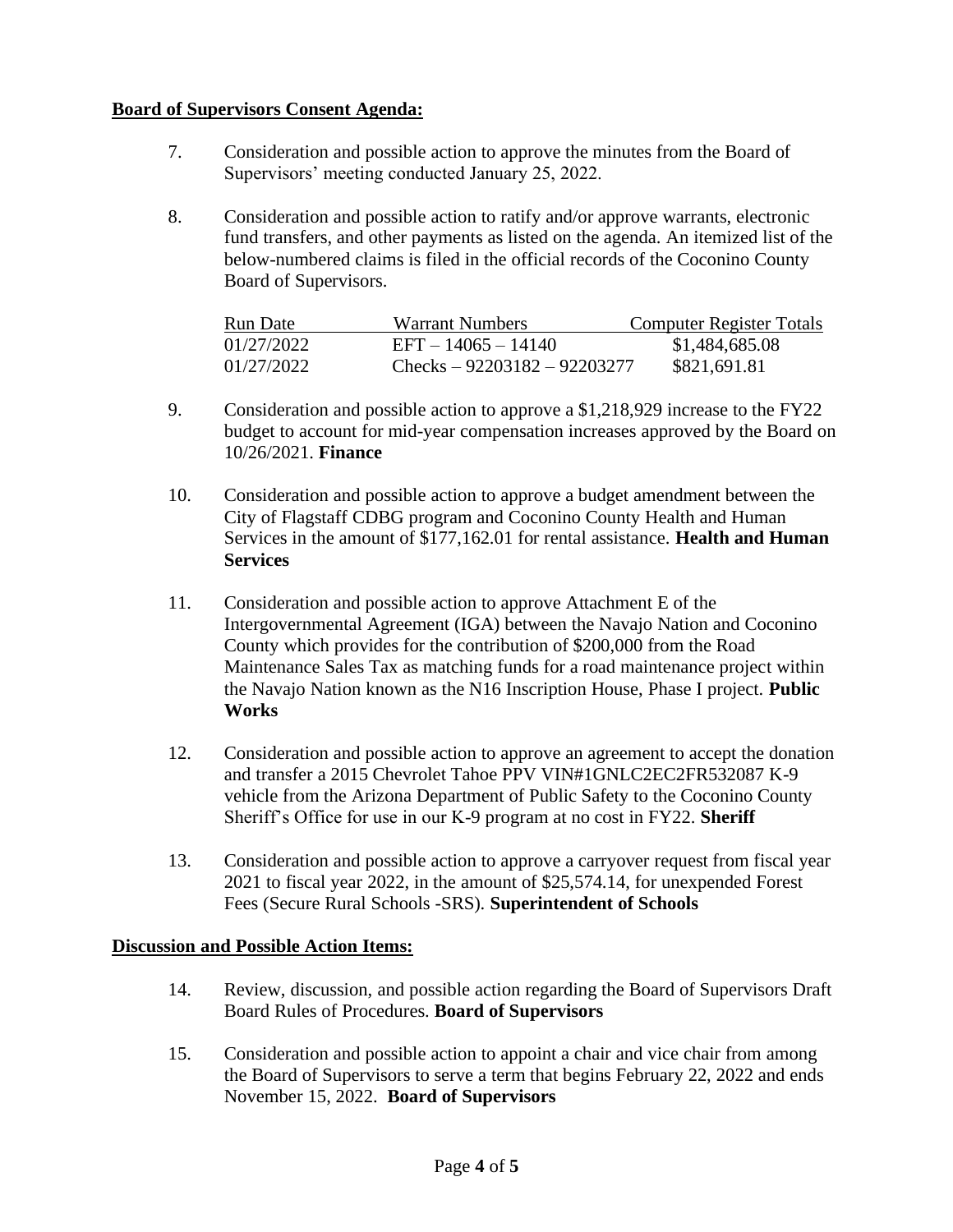**Board of Supervisors Consent Agenda:**

7. Consideration and possible action to approve the minutes from the Board of Supervisors' meeting conducted January 25, 2022.

8. Consideration and possible action to ratify and/or approve warrants, electronic fund transfers, and other payments as listed on the agenda. An itemized list of the below-numbered claims is filed in the official records of the Coconino County Board of Supervisors.

| Run Date | Warrant Numbers | Computer Register Totals |
|---|---|---|
| 01/27/2022 | EFT – 14065 – 14140 | $1,484,685.08 |
| 01/27/2022 | Checks – 92203182 – 92203277 | $821,691.81 |

9. Consideration and possible action to approve a $1,218,929 increase to the FY22 budget to account for mid-year compensation increases approved by the Board on 10/26/2021. **Finance**

10. Consideration and possible action to approve a budget amendment between the City of Flagstaff CDBG program and Coconino County Health and Human Services in the amount of $177,162.01 for rental assistance. **Health and Human Services**

11. Consideration and possible action to approve Attachment E of the Intergovernmental Agreement (IGA) between the Navajo Nation and Coconino County which provides for the contribution of $200,000 from the Road Maintenance Sales Tax as matching funds for a road maintenance project within the Navajo Nation known as the N16 Inscription House, Phase I project. **Public Works**

12. Consideration and possible action to approve an agreement to accept the donation and transfer a 2015 Chevrolet Tahoe PPV VIN#1GNLC2EC2FR532087 K-9 vehicle from the Arizona Department of Public Safety to the Coconino County Sheriff's Office for use in our K-9 program at no cost in FY22. **Sheriff**

13. Consideration and possible action to approve a carryover request from fiscal year 2021 to fiscal year 2022, in the amount of $25,574.14, for unexpended Forest Fees (Secure Rural Schools -SRS). **Superintendent of Schools**

**Discussion and Possible Action Items:**

14. Review, discussion, and possible action regarding the Board of Supervisors Draft Board Rules of Procedures. **Board of Supervisors**

15. Consideration and possible action to appoint a chair and vice chair from among the Board of Supervisors to serve a term that begins February 22, 2022 and ends November 15, 2022. **Board of Supervisors**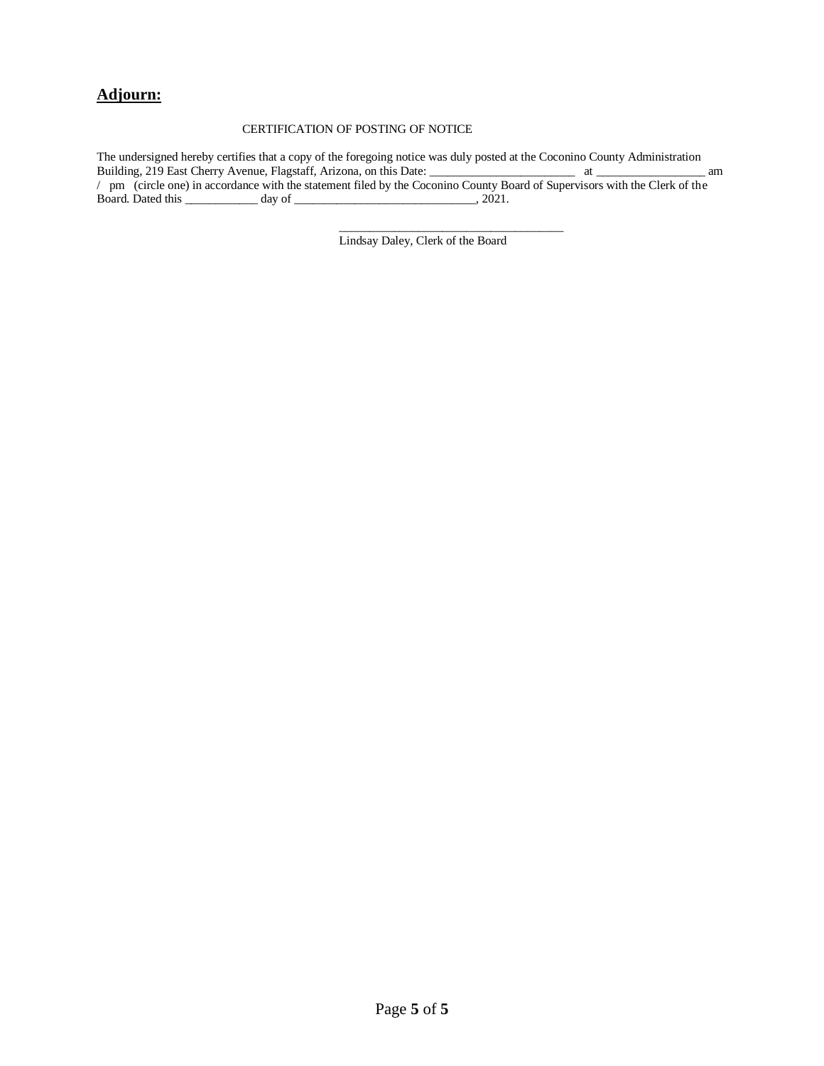## Adjourn:

CERTIFICATION OF POSTING OF NOTICE

The undersigned hereby certifies that a copy of the foregoing notice was duly posted at the Coconino County Administration Building, 219 East Cherry Avenue, Flagstaff, Arizona, on this Date: ________________________ at _________________ am / pm (circle one) in accordance with the statement filed by the Coconino County Board of Supervisors with the Clerk of the Board. Dated this ____________ day of ______________________________, 2021.

_____________________________________

Lindsay Daley, Clerk of the Board